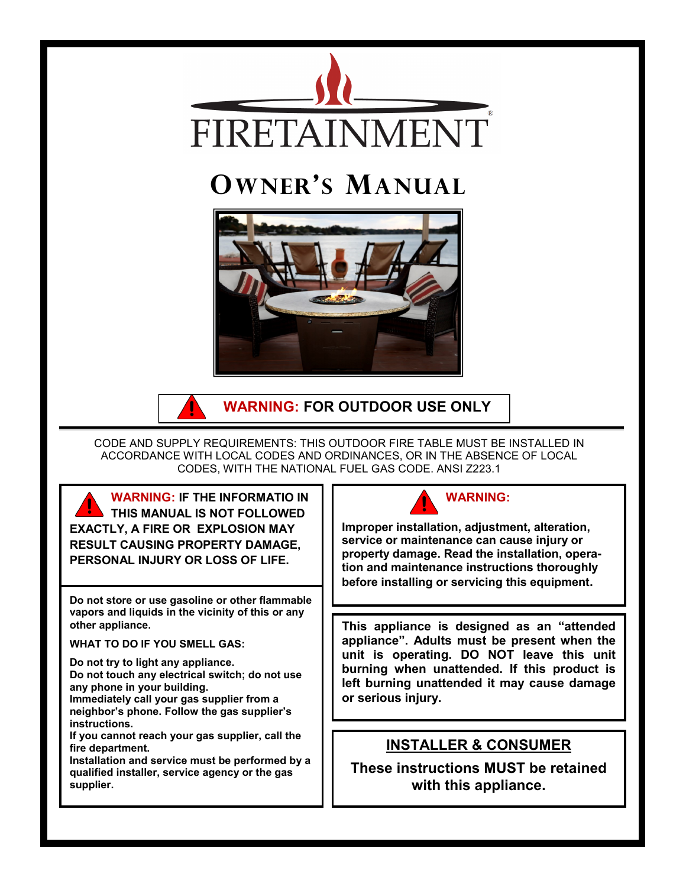# FIRETAINMENT®

# OWNER'S MANUAL

**WARNING: FOR OUTDOOR USE ONLY**

CODE AND SUPPLY REQUIREMENTS: THIS OUTDOOR FIRE TABLE MUST BE INSTALLED IN ACCORDANCE WITH LOCAL CODES AND ORDINANCES, OR IN THE ABSENCE OF LOCAL CODES, WITH THE NATIONAL FUEL GAS CODE. ANSI Z223.1

**WARNING: IF THE INFORMATIO IN THIS MANUAL IS NOT FOLLOWED EXACTLY, A FIRE OR EXPLOSION MAY RESULT CAUSING PROPERTY DAMAGE, PERSONAL INJURY OR LOSS OF LIFE.**

**Do not store or use gasoline or other flammable vapors and liquids in the vicinity of this or any other appliance.**

**WHAT TO DO IF YOU SMELL GAS:**

**Do not try to light any appliance.**
**Do not touch any electrical switch; do not use any phone in your building.**
**Immediately call your gas supplier from a neighbor's phone. Follow the gas supplier's instructions.**
**If you cannot reach your gas supplier, call the fire department.**
**Installation and service must be performed by a qualified installer, service agency or the gas supplier.**

**WARNING:**

**Improper installation, adjustment, alteration, service or maintenance can cause injury or property damage. Read the installation, operation and maintenance instructions thoroughly before installing or servicing this equipment.**

**This appliance is designed as an "attended appliance". Adults must be present when the unit is operating. DO NOT leave this unit burning when unattended. If this product is left burning unattended it may cause damage or serious injury.**

**INSTALLER & CONSUMER**

**These instructions MUST be retained with this appliance.**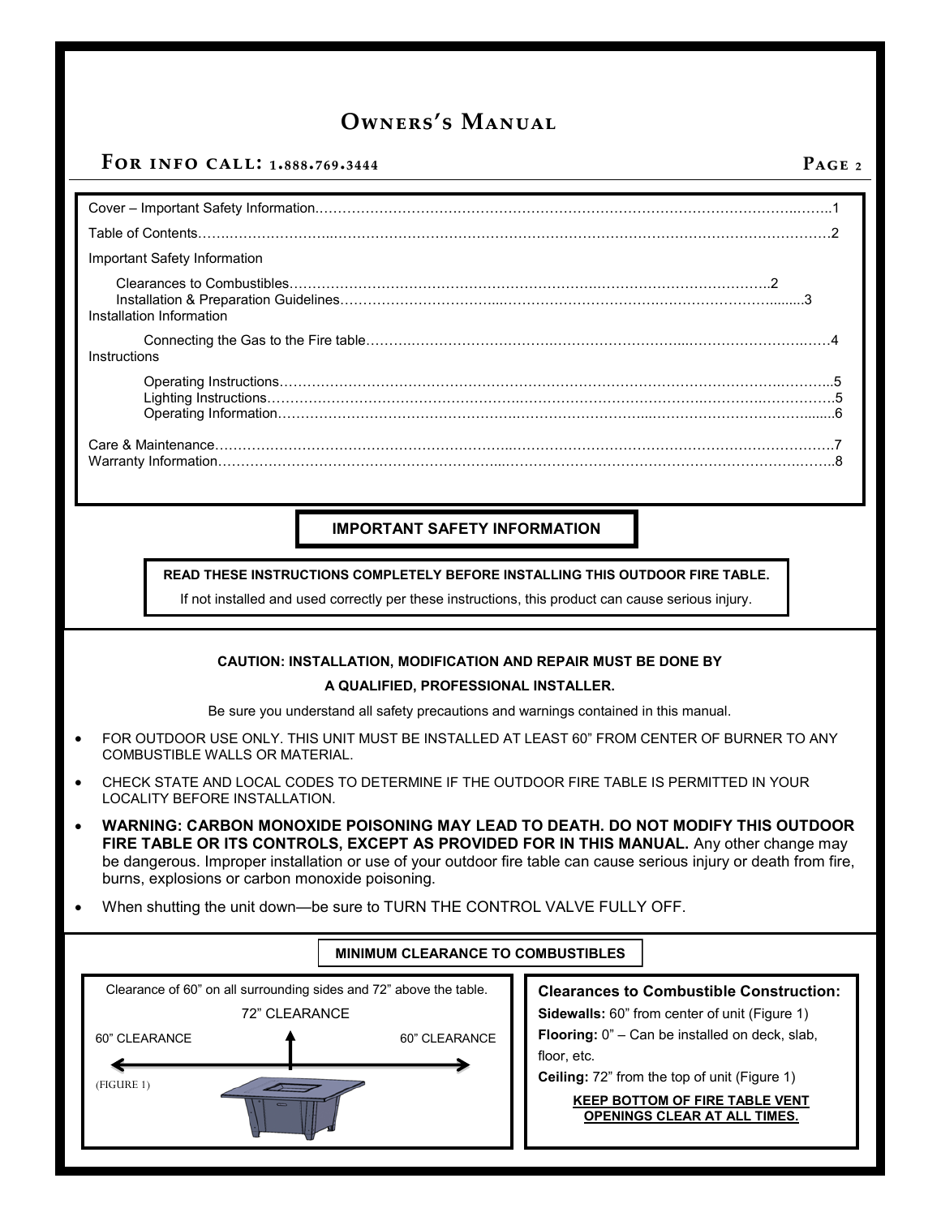# Owners's Manual

For info call: 1.888.769.3444

Cover – Important Safety Information……………………………………………………………………………………………………1
Table of Contents………………………………………………………………………………………………………………………………2
Important Safety Information
- Clearances to Combustibles……………………………………………………………………………………………2
- Installation & Preparation Guidelines……………………………………………………………………………………3

Installation Information
- Connecting the Gas to the Fire table………………………………………………………………………………………4

Instructions
- Operating Instructions……………………………………………………………………………………………………5
- Lighting Instructions………………………………………………………………………………………………………5
- Operating Information……………………………………………………………………………………………………6

Care & Maintenance………………………………………………………………………………………………………………………7
Warranty Information………………………………………………………………………………………………………………………8

## IMPORTANT SAFETY INFORMATION

**READ THESE INSTRUCTIONS COMPLETELY BEFORE INSTALLING THIS OUTDOOR FIRE TABLE.**

If not installed and used correctly per these instructions, this product can cause serious injury.

**CAUTION: INSTALLATION, MODIFICATION AND REPAIR MUST BE DONE BY A QUALIFIED, PROFESSIONAL INSTALLER.**

Be sure you understand all safety precautions and warnings contained in this manual.

- FOR OUTDOOR USE ONLY. THIS UNIT MUST BE INSTALLED AT LEAST 60" FROM CENTER OF BURNER TO ANY COMBUSTIBLE WALLS OR MATERIAL.
- CHECK STATE AND LOCAL CODES TO DETERMINE IF THE OUTDOOR FIRE TABLE IS PERMITTED IN YOUR LOCALITY BEFORE INSTALLATION.
- **WARNING: CARBON MONOXIDE POISONING MAY LEAD TO DEATH. DO NOT MODIFY THIS OUTDOOR FIRE TABLE OR ITS CONTROLS, EXCEPT AS PROVIDED FOR IN THIS MANUAL.** Any other change may be dangerous. Improper installation or use of your outdoor fire table can cause serious injury or death from fire, burns, explosions or carbon monoxide poisoning.
- When shutting the unit down—be sure to TURN THE CONTROL VALVE FULLY OFF.

## MINIMUM CLEARANCE TO COMBUSTIBLES

Clearance of 60" on all surrounding sides and 72" above the table.

72" CLEARANCE

60" CLEARANCE 60" CLEARANCE

(FIGURE 1)

**Clearances to Combustible Construction:**

**Sidewalls:** 60" from center of unit (Figure 1)

**Flooring:** 0" – Can be installed on deck, slab, floor, etc.

**Ceiling:** 72" from the top of unit (Figure 1)

**KEEP BOTTOM OF FIRE TABLE VENT OPENINGS CLEAR AT ALL TIMES.**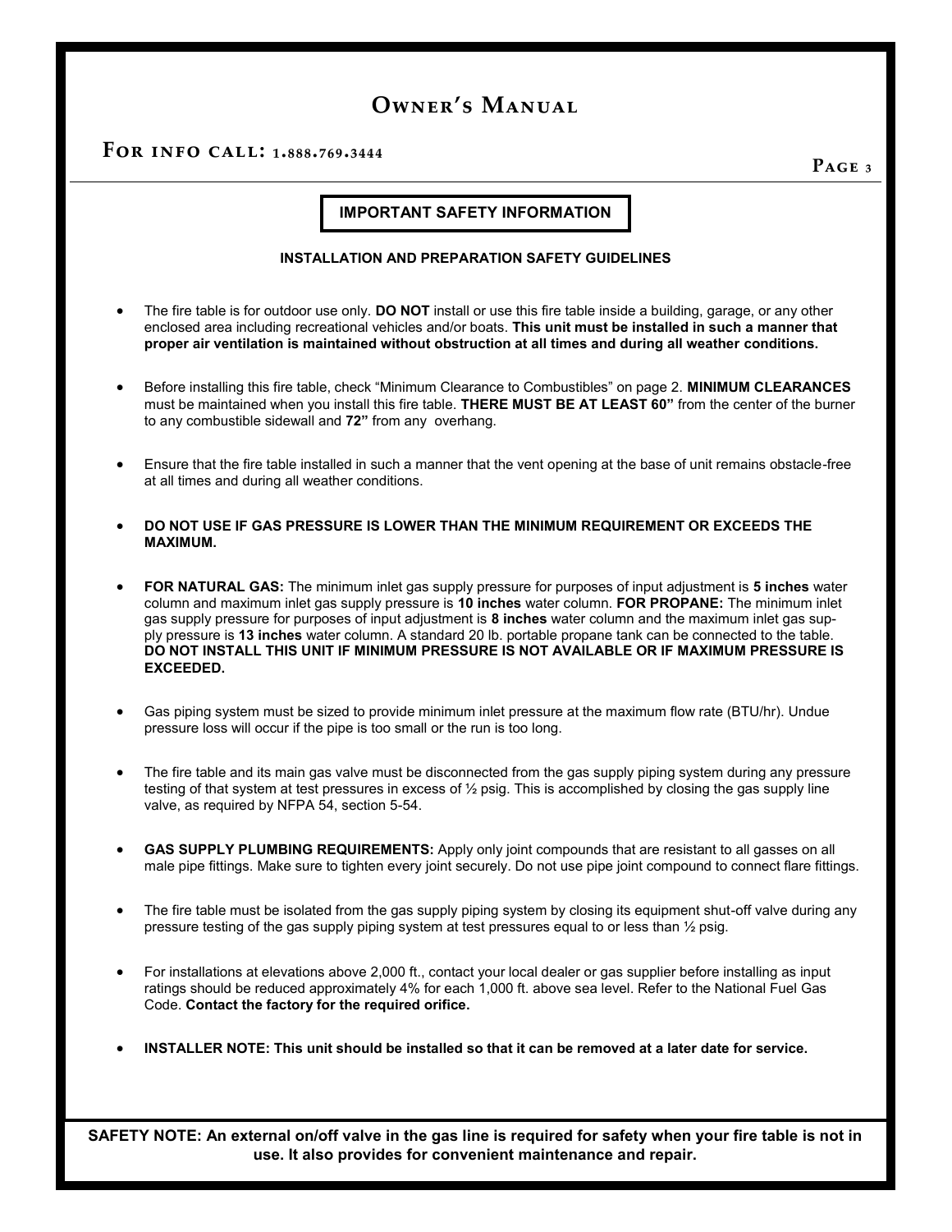## IMPORTANT SAFETY INFORMATION

### INSTALLATION AND PREPARATION SAFETY GUIDELINES

- The fire table is for outdoor use only. **DO NOT** install or use this fire table inside a building, garage, or any other enclosed area including recreational vehicles and/or boats. **This unit must be installed in such a manner that proper air ventilation is maintained without obstruction at all times and during all weather conditions.**

- Before installing this fire table, check "Minimum Clearance to Combustibles" on page 2. **MINIMUM CLEARANCES** must be maintained when you install this fire table. **THERE MUST BE AT LEAST 60"** from the center of the burner to any combustible sidewall and **72"** from any overhang.

- Ensure that the fire table installed in such a manner that the vent opening at the base of unit remains obstacle-free at all times and during all weather conditions.

- **DO NOT USE IF GAS PRESSURE IS LOWER THAN THE MINIMUM REQUIREMENT OR EXCEEDS THE MAXIMUM.**

- **FOR NATURAL GAS:** The minimum inlet gas supply pressure for purposes of input adjustment is **5 inches** water column and maximum inlet gas supply pressure is **10 inches** water column. **FOR PROPANE:** The minimum inlet gas supply pressure for purposes of input adjustment is **8 inches** water column and the maximum inlet gas supply pressure is **13 inches** water column. A standard 20 lb. portable propane tank can be connected to the table. **DO NOT INSTALL THIS UNIT IF MINIMUM PRESSURE IS NOT AVAILABLE OR IF MAXIMUM PRESSURE IS EXCEEDED.**

- Gas piping system must be sized to provide minimum inlet pressure at the maximum flow rate (BTU/hr). Undue pressure loss will occur if the pipe is too small or the run is too long.

- The fire table and its main gas valve must be disconnected from the gas supply piping system during any pressure testing of that system at test pressures in excess of ½ psig. This is accomplished by closing the gas supply line valve, as required by NFPA 54, section 5-54.

- **GAS SUPPLY PLUMBING REQUIREMENTS:** Apply only joint compounds that are resistant to all gasses on all male pipe fittings. Make sure to tighten every joint securely. Do not use pipe joint compound to connect flare fittings.

- The fire table must be isolated from the gas supply piping system by closing its equipment shut-off valve during any pressure testing of the gas supply piping system at test pressures equal to or less than ½ psig.

- For installations at elevations above 2,000 ft., contact your local dealer or gas supplier before installing as input ratings should be reduced approximately 4% for each 1,000 ft. above sea level. Refer to the National Fuel Gas Code. **Contact the factory for the required orifice.**

- **INSTALLER NOTE: This unit should be installed so that it can be removed at a later date for service.**

**SAFETY NOTE: An external on/off valve in the gas line is required for safety when your fire table is not in use. It also provides for convenient maintenance and repair.**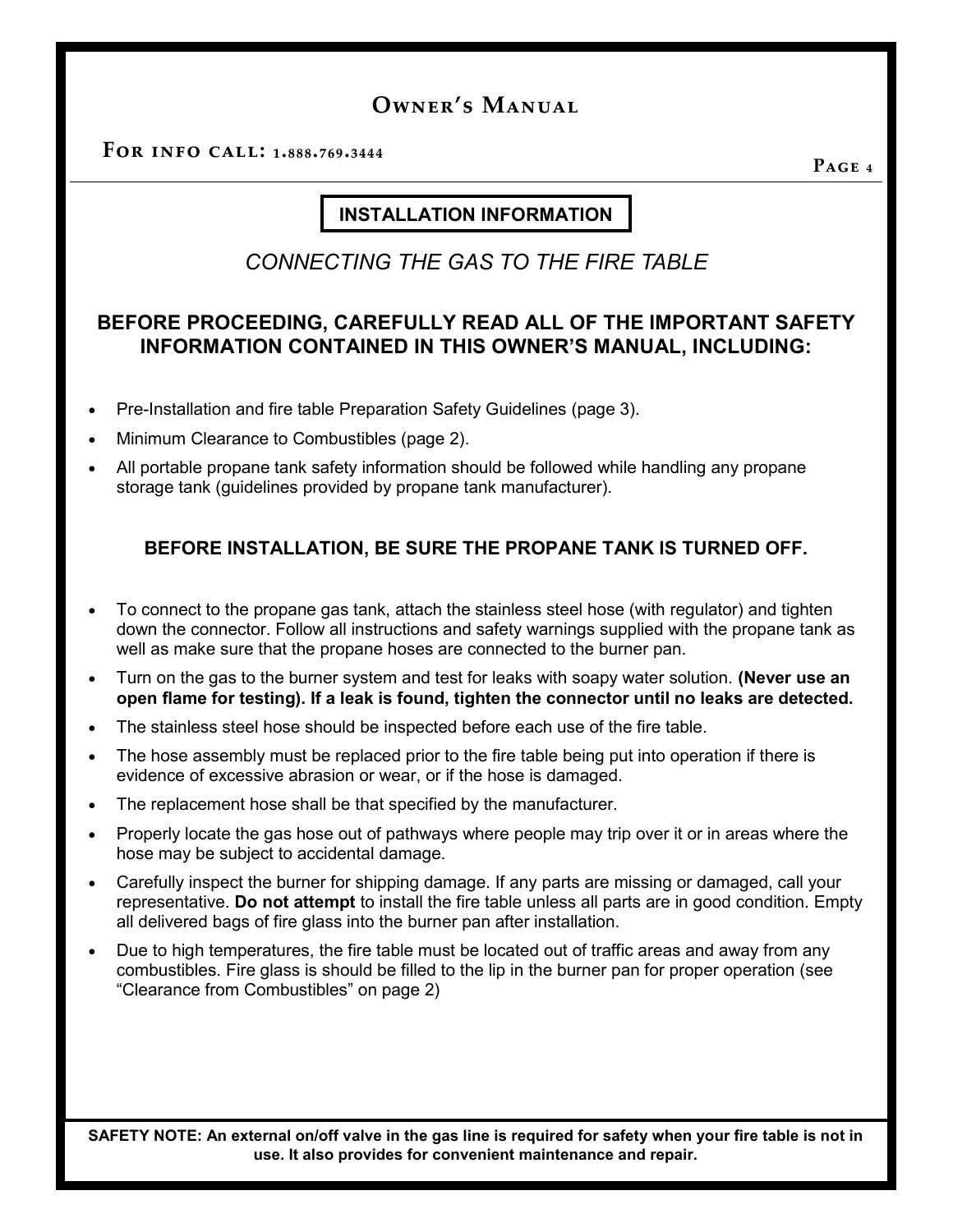## INSTALLATION INFORMATION

### *CONNECTING THE GAS TO THE FIRE TABLE*

**BEFORE PROCEEDING, CAREFULLY READ ALL OF THE IMPORTANT SAFETY INFORMATION CONTAINED IN THIS OWNER'S MANUAL, INCLUDING:**

- Pre-Installation and fire table Preparation Safety Guidelines (page 3).
- Minimum Clearance to Combustibles (page 2).
- All portable propane tank safety information should be followed while handling any propane storage tank (guidelines provided by propane tank manufacturer).

**BEFORE INSTALLATION, BE SURE THE PROPANE TANK IS TURNED OFF.**

- To connect to the propane gas tank, attach the stainless steel hose (with regulator) and tighten down the connector. Follow all instructions and safety warnings supplied with the propane tank as well as make sure that the propane hoses are connected to the burner pan.
- Turn on the gas to the burner system and test for leaks with soapy water solution. **(Never use an open flame for testing). If a leak is found, tighten the connector until no leaks are detected.**
- The stainless steel hose should be inspected before each use of the fire table.
- The hose assembly must be replaced prior to the fire table being put into operation if there is evidence of excessive abrasion or wear, or if the hose is damaged.
- The replacement hose shall be that specified by the manufacturer.
- Properly locate the gas hose out of pathways where people may trip over it or in areas where the hose may be subject to accidental damage.
- Carefully inspect the burner for shipping damage. If any parts are missing or damaged, call your representative. **Do not attempt** to install the fire table unless all parts are in good condition. Empty all delivered bags of fire glass into the burner pan after installation.
- Due to high temperatures, the fire table must be located out of traffic areas and away from any combustibles. Fire glass is should be filled to the lip in the burner pan for proper operation (see "Clearance from Combustibles" on page 2)

**SAFETY NOTE: An external on/off valve in the gas line is required for safety when your fire table is not in use. It also provides for convenient maintenance and repair.**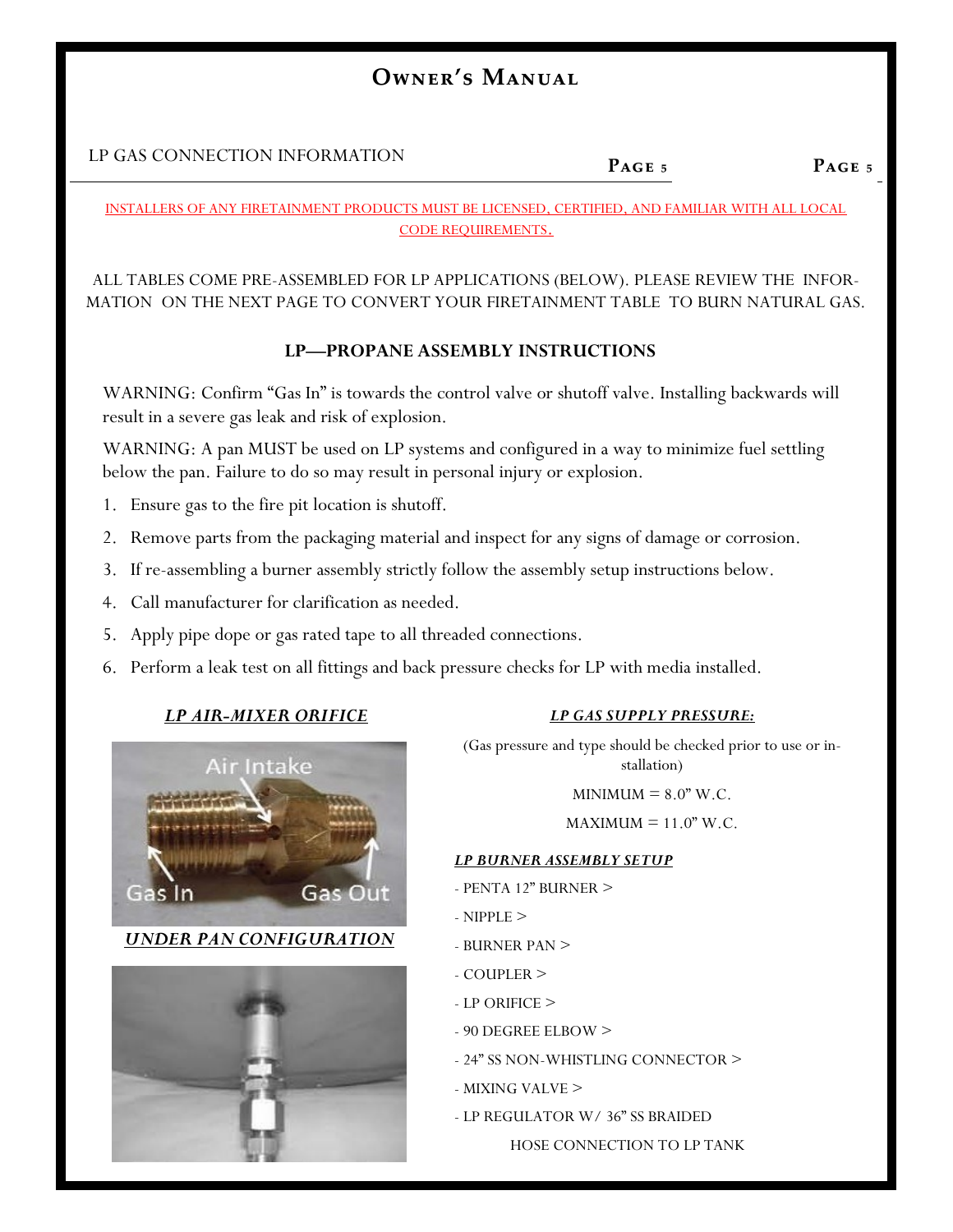LP GAS CONNECTION INFORMATION

INSTALLERS OF ANY FIRETAINMENT PRODUCTS MUST BE LICENSED, CERTIFIED, AND FAMILIAR WITH ALL LOCAL CODE REQUIREMENTS.

ALL TABLES COME PRE-ASSEMBLED FOR LP APPLICATIONS (BELOW). PLEASE REVIEW THE INFORMATION ON THE NEXT PAGE TO CONVERT YOUR FIRETAINMENT TABLE TO BURN NATURAL GAS.

## LP—PROPANE ASSEMBLY INSTRUCTIONS

WARNING: Confirm "Gas In" is towards the control valve or shutoff valve. Installing backwards will result in a severe gas leak and risk of explosion.

WARNING: A pan MUST be used on LP systems and configured in a way to minimize fuel settling below the pan. Failure to do so may result in personal injury or explosion.

1. Ensure gas to the fire pit location is shutoff.
2. Remove parts from the packaging material and inspect for any signs of damage or corrosion.
3. If re-assembling a burner assembly strictly follow the assembly setup instructions below.
4. Call manufacturer for clarification as needed.
5. Apply pipe dope or gas rated tape to all threaded connections.
6. Perform a leak test on all fittings and back pressure checks for LP with media installed.

***LP AIR-MIXER ORIFICE***

Air Intake

Gas In

Gas Out

***UNDER PAN CONFIGURATION***

***LP GAS SUPPLY PRESSURE:***

(Gas pressure and type should be checked prior to use or installation)

MINIMUM = 8.0" W.C.

MAXIMUM = 11.0" W.C.

***LP BURNER ASSEMBLY SETUP***

- PENTA 12" BURNER >
- NIPPLE >
- BURNER PAN >
- COUPLER >
- LP ORIFICE >
- 90 DEGREE ELBOW >
- 24" SS NON-WHISTLING CONNECTOR >
- MIXING VALVE >
- LP REGULATOR W/ 36" SS BRAIDED HOSE CONNECTION TO LP TANK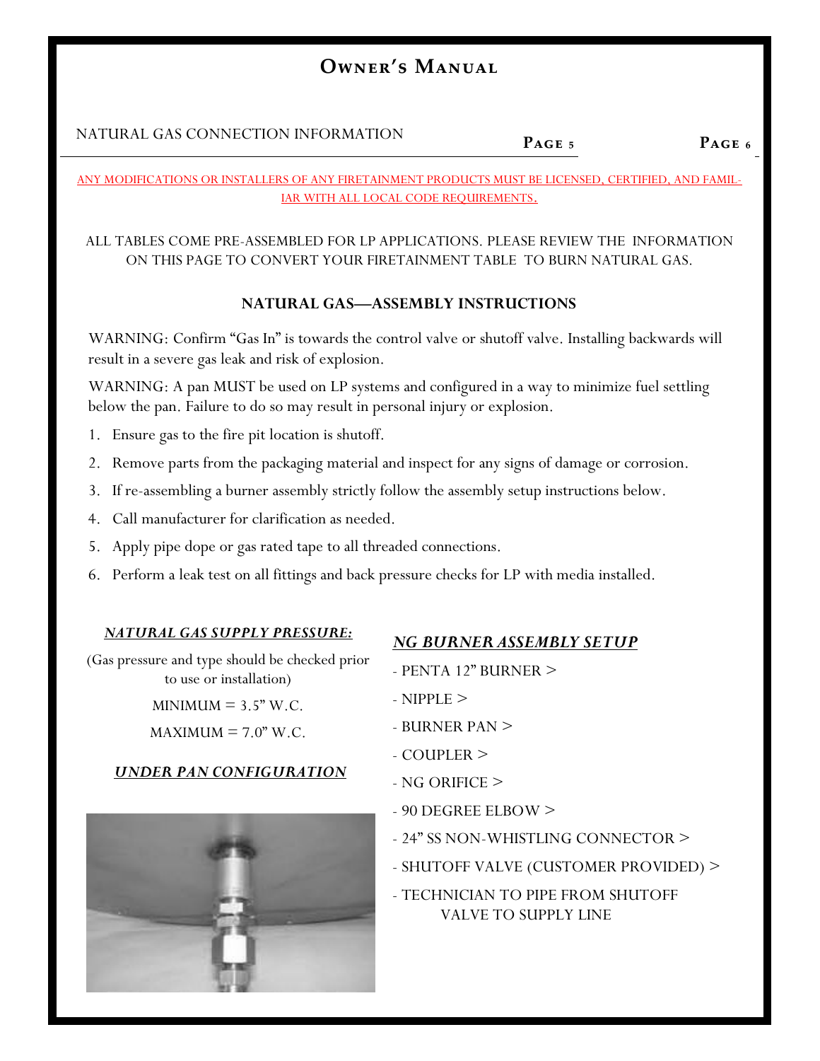NATURAL GAS CONNECTION INFORMATION

ANY MODIFICATIONS OR INSTALLERS OF ANY FIRETAINMENT PRODUCTS MUST BE LICENSED, CERTIFIED, AND FAMILIAR WITH ALL LOCAL CODE REQUIREMENTS.

ALL TABLES COME PRE-ASSEMBLED FOR LP APPLICATIONS. PLEASE REVIEW THE INFORMATION ON THIS PAGE TO CONVERT YOUR FIRETAINMENT TABLE TO BURN NATURAL GAS.

## NATURAL GAS—ASSEMBLY INSTRUCTIONS

WARNING: Confirm "Gas In" is towards the control valve or shutoff valve. Installing backwards will result in a severe gas leak and risk of explosion.

WARNING: A pan MUST be used on LP systems and configured in a way to minimize fuel settling below the pan. Failure to do so may result in personal injury or explosion.

1. Ensure gas to the fire pit location is shutoff.
2. Remove parts from the packaging material and inspect for any signs of damage or corrosion.
3. If re-assembling a burner assembly strictly follow the assembly setup instructions below.
4. Call manufacturer for clarification as needed.
5. Apply pipe dope or gas rated tape to all threaded connections.
6. Perform a leak test on all fittings and back pressure checks for LP with media installed.

### *NATURAL GAS SUPPLY PRESSURE:*

(Gas pressure and type should be checked prior to use or installation)

MINIMUM = 3.5" W.C.

MAXIMUM = 7.0" W.C.

### *UNDER PAN CONFIGURATION*

### *NG BURNER ASSEMBLY SETUP*

- PENTA 12" BURNER >
- NIPPLE >
- BURNER PAN >
- COUPLER >
- NG ORIFICE >
- 90 DEGREE ELBOW >
- 24" SS NON-WHISTLING CONNECTOR >
- SHUTOFF VALVE (CUSTOMER PROVIDED) >
- TECHNICIAN TO PIPE FROM SHUTOFF VALVE TO SUPPLY LINE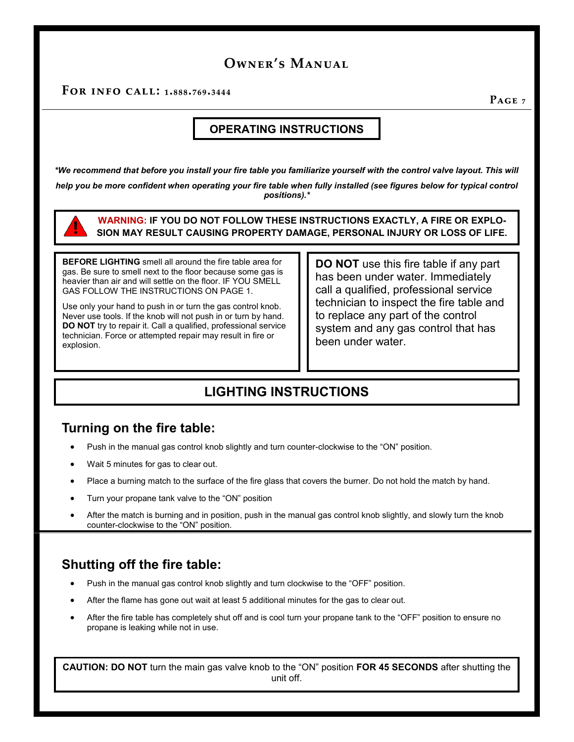## OPERATING INSTRUCTIONS

***We recommend that before you install your fire table you familiarize yourself with the control valve layout. This will help you be more confident when operating your fire table when fully installed (see figures below for typical control positions).***

**WARNING: IF YOU DO NOT FOLLOW THESE INSTRUCTIONS EXACTLY, A FIRE OR EXPLOSION MAY RESULT CAUSING PROPERTY DAMAGE, PERSONAL INJURY OR LOSS OF LIFE.**

**BEFORE LIGHTING** smell all around the fire table area for gas. Be sure to smell next to the floor because some gas is heavier than air and will settle on the floor. IF YOU SMELL GAS FOLLOW THE INSTRUCTIONS ON PAGE 1.

Use only your hand to push in or turn the gas control knob. Never use tools. If the knob will not push in or turn by hand. **DO NOT** try to repair it. Call a qualified, professional service technician. Force or attempted repair may result in fire or explosion.

**DO NOT** use this fire table if any part has been under water. Immediately call a qualified, professional service technician to inspect the fire table and to replace any part of the control system and any gas control that has been under water.

## LIGHTING INSTRUCTIONS

### Turning on the fire table:

- Push in the manual gas control knob slightly and turn counter-clockwise to the “ON” position.
- Wait 5 minutes for gas to clear out.
- Place a burning match to the surface of the fire glass that covers the burner. Do not hold the match by hand.
- Turn your propane tank valve to the “ON” position
- After the match is burning and in position, push in the manual gas control knob slightly, and slowly turn the knob counter-clockwise to the “ON” position.

### Shutting off the fire table:

- Push in the manual gas control knob slightly and turn clockwise to the “OFF” position.
- After the flame has gone out wait at least 5 additional minutes for the gas to clear out.
- After the fire table has completely shut off and is cool turn your propane tank to the “OFF” position to ensure no propane is leaking while not in use.

**CAUTION: DO NOT** turn the main gas valve knob to the “ON” position **FOR 45 SECONDS** after shutting the unit off.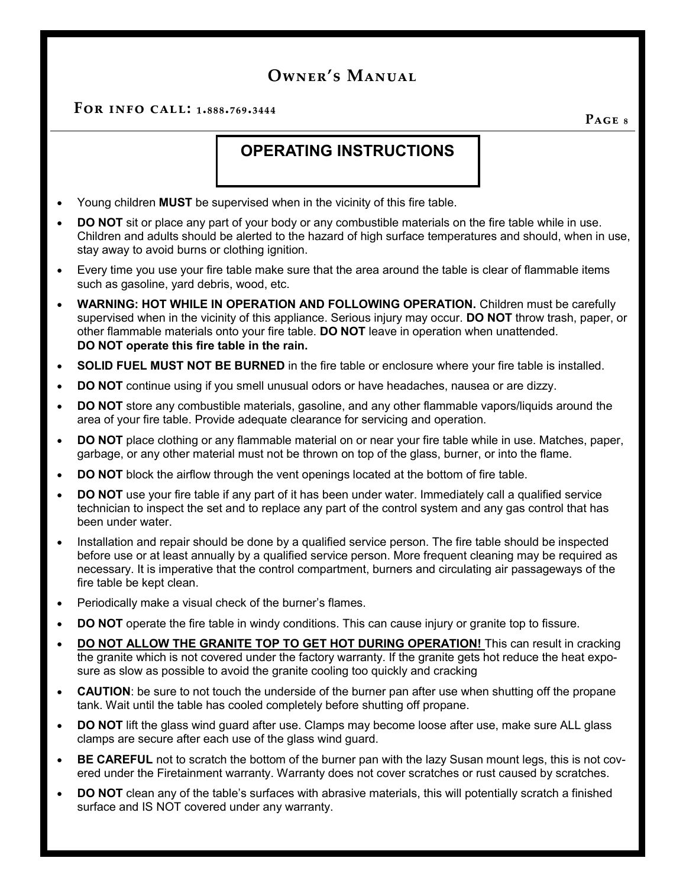## OPERATING INSTRUCTIONS

- Young children **MUST** be supervised when in the vicinity of this fire table.
- **DO NOT** sit or place any part of your body or any combustible materials on the fire table while in use. Children and adults should be alerted to the hazard of high surface temperatures and should, when in use, stay away to avoid burns or clothing ignition.
- Every time you use your fire table make sure that the area around the table is clear of flammable items such as gasoline, yard debris, wood, etc.
- **WARNING: HOT WHILE IN OPERATION AND FOLLOWING OPERATION.** Children must be carefully supervised when in the vicinity of this appliance. Serious injury may occur. **DO NOT** throw trash, paper, or other flammable materials onto your fire table. **DO NOT** leave in operation when unattended. **DO NOT operate this fire table in the rain.**
- **SOLID FUEL MUST NOT BE BURNED** in the fire table or enclosure where your fire table is installed.
- **DO NOT** continue using if you smell unusual odors or have headaches, nausea or are dizzy.
- **DO NOT** store any combustible materials, gasoline, and any other flammable vapors/liquids around the area of your fire table. Provide adequate clearance for servicing and operation.
- **DO NOT** place clothing or any flammable material on or near your fire table while in use. Matches, paper, garbage, or any other material must not be thrown on top of the glass, burner, or into the flame.
- **DO NOT** block the airflow through the vent openings located at the bottom of fire table.
- **DO NOT** use your fire table if any part of it has been under water. Immediately call a qualified service technician to inspect the set and to replace any part of the control system and any gas control that has been under water.
- Installation and repair should be done by a qualified service person. The fire table should be inspected before use or at least annually by a qualified service person. More frequent cleaning may be required as necessary. It is imperative that the control compartment, burners and circulating air passageways of the fire table be kept clean.
- Periodically make a visual check of the burner's flames.
- **DO NOT** operate the fire table in windy conditions. This can cause injury or granite top to fissure.
- **DO NOT ALLOW THE GRANITE TOP TO GET HOT DURING OPERATION!** This can result in cracking the granite which is not covered under the factory warranty. If the granite gets hot reduce the heat exposure as slow as possible to avoid the granite cooling too quickly and cracking
- **CAUTION**: be sure to not touch the underside of the burner pan after use when shutting off the propane tank. Wait until the table has cooled completely before shutting off propane.
- **DO NOT** lift the glass wind guard after use. Clamps may become loose after use, make sure ALL glass clamps are secure after each use of the glass wind guard.
- **BE CAREFUL** not to scratch the bottom of the burner pan with the lazy Susan mount legs, this is not covered under the Firetainment warranty. Warranty does not cover scratches or rust caused by scratches.
- **DO NOT** clean any of the table's surfaces with abrasive materials, this will potentially scratch a finished surface and IS NOT covered under any warranty.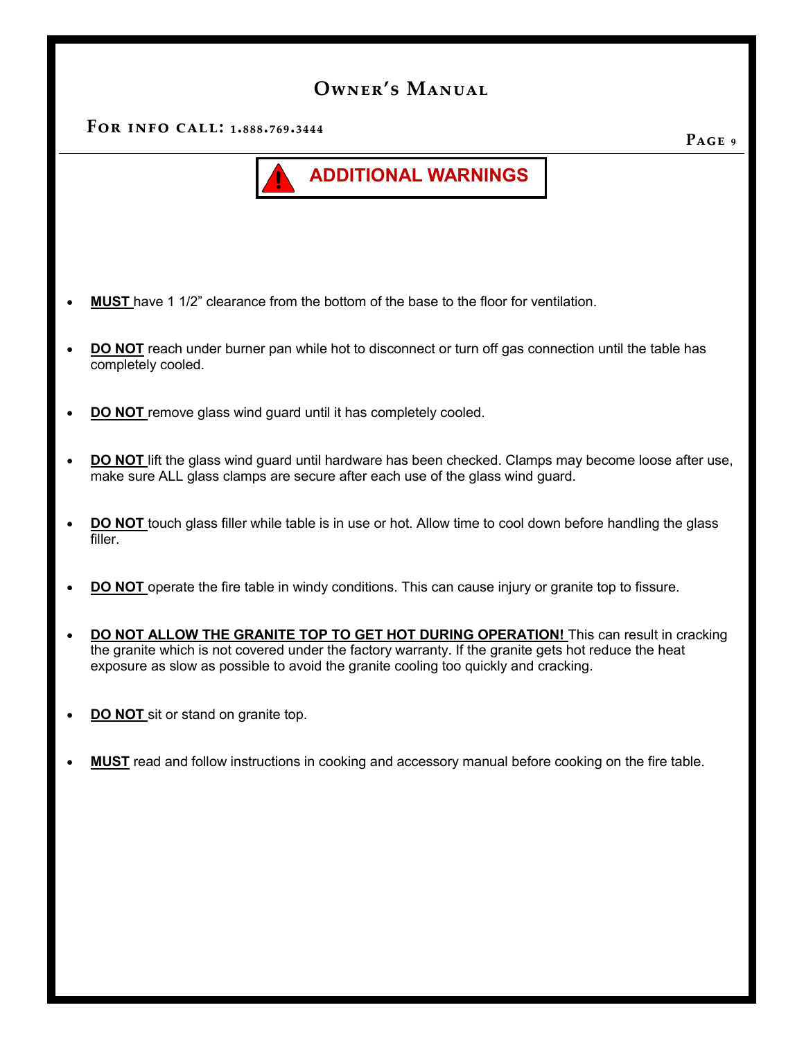## ADDITIONAL WARNINGS

- **MUST** have 1 1/2” clearance from the bottom of the base to the floor for ventilation.
- **DO NOT** reach under burner pan while hot to disconnect or turn off gas connection until the table has completely cooled.
- **DO NOT** remove glass wind guard until it has completely cooled.
- **DO NOT** lift the glass wind guard until hardware has been checked. Clamps may become loose after use, make sure ALL glass clamps are secure after each use of the glass wind guard.
- **DO NOT** touch glass filler while table is in use or hot. Allow time to cool down before handling the glass filler.
- **DO NOT** operate the fire table in windy conditions. This can cause injury or granite top to fissure.
- **DO NOT ALLOW THE GRANITE TOP TO GET HOT DURING OPERATION!** This can result in cracking the granite which is not covered under the factory warranty. If the granite gets hot reduce the heat exposure as slow as possible to avoid the granite cooling too quickly and cracking.
- **DO NOT** sit or stand on granite top.
- **MUST** read and follow instructions in cooking and accessory manual before cooking on the fire table.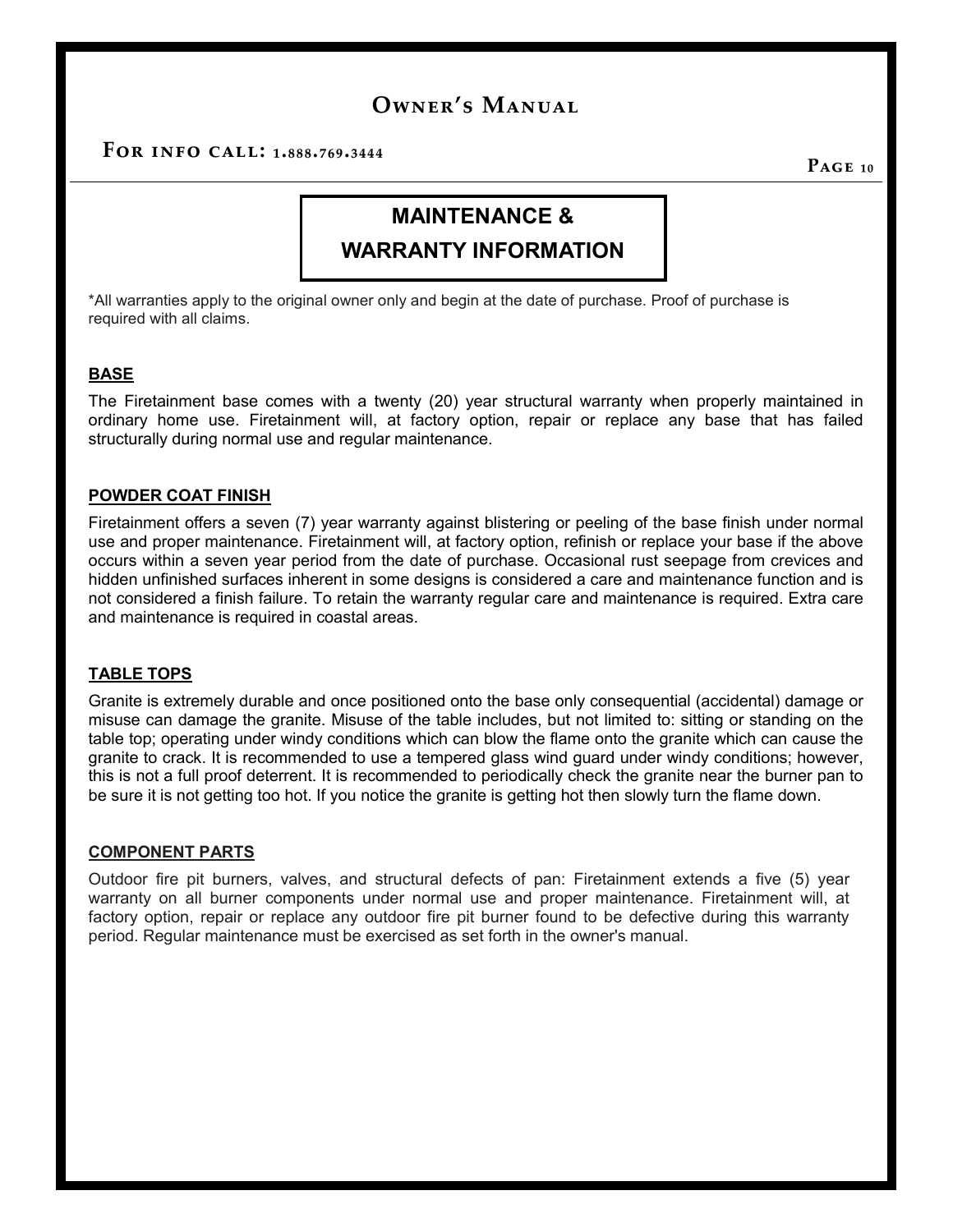# MAINTENANCE & WARRANTY INFORMATION

*All warranties apply to the original owner only and begin at the date of purchase. Proof of purchase is required with all claims.

## BASE

The Firetainment base comes with a twenty (20) year structural warranty when properly maintained in ordinary home use. Firetainment will, at factory option, repair or replace any base that has failed structurally during normal use and regular maintenance.

## POWDER COAT FINISH

Firetainment offers a seven (7) year warranty against blistering or peeling of the base finish under normal use and proper maintenance. Firetainment will, at factory option, refinish or replace your base if the above occurs within a seven year period from the date of purchase. Occasional rust seepage from crevices and hidden unfinished surfaces inherent in some designs is considered a care and maintenance function and is not considered a finish failure. To retain the warranty regular care and maintenance is required. Extra care and maintenance is required in coastal areas.

## TABLE TOPS

Granite is extremely durable and once positioned onto the base only consequential (accidental) damage or misuse can damage the granite. Misuse of the table includes, but not limited to: sitting or standing on the table top; operating under windy conditions which can blow the flame onto the granite which can cause the granite to crack. It is recommended to use a tempered glass wind guard under windy conditions; however, this is not a full proof deterrent. It is recommended to periodically check the granite near the burner pan to be sure it is not getting too hot. If you notice the granite is getting hot then slowly turn the flame down.

## COMPONENT PARTS

Outdoor fire pit burners, valves, and structural defects of pan: Firetainment extends a five (5) year warranty on all burner components under normal use and proper maintenance. Firetainment will, at factory option, repair or replace any outdoor fire pit burner found to be defective during this warranty period. Regular maintenance must be exercised as set forth in the owner's manual.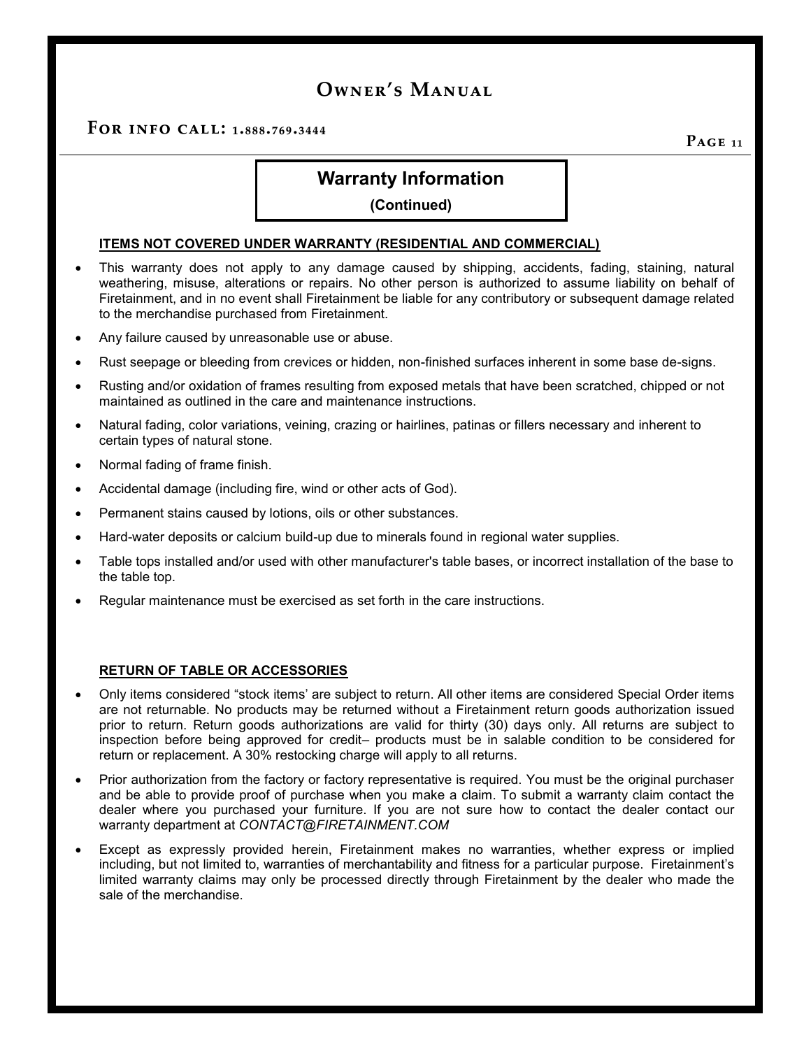## Warranty Information

**(Continued)**

### ITEMS NOT COVERED UNDER WARRANTY (RESIDENTIAL AND COMMERCIAL)

- This warranty does not apply to any damage caused by shipping, accidents, fading, staining, natural weathering, misuse, alterations or repairs. No other person is authorized to assume liability on behalf of Firetainment, and in no event shall Firetainment be liable for any contributory or subsequent damage related to the merchandise purchased from Firetainment.
- Any failure caused by unreasonable use or abuse.
- Rust seepage or bleeding from crevices or hidden, non-finished surfaces inherent in some base de-signs.
- Rusting and/or oxidation of frames resulting from exposed metals that have been scratched, chipped or not maintained as outlined in the care and maintenance instructions.
- Natural fading, color variations, veining, crazing or hairlines, patinas or fillers necessary and inherent to certain types of natural stone.
- Normal fading of frame finish.
- Accidental damage (including fire, wind or other acts of God).
- Permanent stains caused by lotions, oils or other substances.
- Hard-water deposits or calcium build-up due to minerals found in regional water supplies.
- Table tops installed and/or used with other manufacturer's table bases, or incorrect installation of the base to the table top.
- Regular maintenance must be exercised as set forth in the care instructions.

### RETURN OF TABLE OR ACCESSORIES

- Only items considered "stock items' are subject to return. All other items are considered Special Order items are not returnable. No products may be returned without a Firetainment return goods authorization issued prior to return. Return goods authorizations are valid for thirty (30) days only. All returns are subject to inspection before being approved for credit– products must be in salable condition to be considered for return or replacement. A 30% restocking charge will apply to all returns.
- Prior authorization from the factory or factory representative is required. You must be the original purchaser and be able to provide proof of purchase when you make a claim. To submit a warranty claim contact the dealer where you purchased your furniture. If you are not sure how to contact the dealer contact our warranty department at *CONTACT@FIRETAINMENT.COM*
- Except as expressly provided herein, Firetainment makes no warranties, whether express or implied including, but not limited to, warranties of merchantability and fitness for a particular purpose. Firetainment's limited warranty claims may only be processed directly through Firetainment by the dealer who made the sale of the merchandise.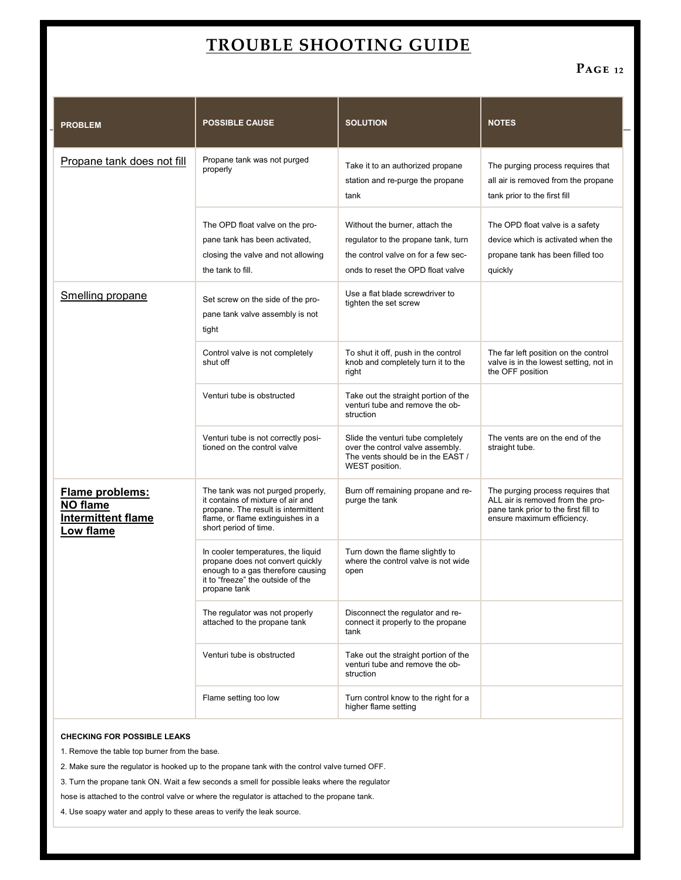# TROUBLE SHOOTING GUIDE

| PROBLEM | POSSIBLE CAUSE | SOLUTION | NOTES |
|---|---|---|---|
| Propane tank does not fill | Propane tank was not purged properly | Take it to an authorized propane station and re-purge the propane tank | The purging process requires that all air is removed from the propane tank prior to the first fill |
| | The OPD float valve on the propane tank has been activated, closing the valve and not allowing the tank to fill. | Without the burner, attach the regulator to the propane tank, turn the control valve on for a few seconds to reset the OPD float valve | The OPD float valve is a safety device which is activated when the propane tank has been filled too quickly |
| Smelling propane | Set screw on the side of the propane tank valve assembly is not tight | Use a flat blade screwdriver to tighten the set screw | |
| | Control valve is not completely shut off | To shut it off, push in the control knob and completely turn it to the right | The far left position on the control valve is in the lowest setting, not in the OFF position |
| | Venturi tube is obstructed | Take out the straight portion of the venturi tube and remove the obstruction | |
| | Venturi tube is not correctly positioned on the control valve | Slide the venturi tube completely over the control valve assembly. The vents should be in the EAST / WEST position. | The vents are on the end of the straight tube. |
| **Flame problems: NO flame Intermittent flame Low flame** | The tank was not purged properly, it contains of mixture of air and propane. The result is intermittent flame, or flame extinguishes in a short period of time. | Burn off remaining propane and re-purge the tank | The purging process requires that ALL air is removed from the propane tank prior to the first fill to ensure maximum efficiency. |
| | In cooler temperatures, the liquid propane does not convert quickly enough to a gas therefore causing it to "freeze" the outside of the propane tank | Turn down the flame slightly to where the control valve is not wide open | |
| | The regulator was not properly attached to the propane tank | Disconnect the regulator and reconnect it properly to the propane tank | |
| | Venturi tube is obstructed | Take out the straight portion of the venturi tube and remove the obstruction | |
| | Flame setting too low | Turn control know to the right for a higher flame setting | |

**CHECKING FOR POSSIBLE LEAKS**

1. Remove the table top burner from the base.
2. Make sure the regulator is hooked up to the propane tank with the control valve turned OFF.
3. Turn the propane tank ON. Wait a few seconds a smell for possible leaks where the regulator hose is attached to the control valve or where the regulator is attached to the propane tank.
4. Use soapy water and apply to these areas to verify the leak source.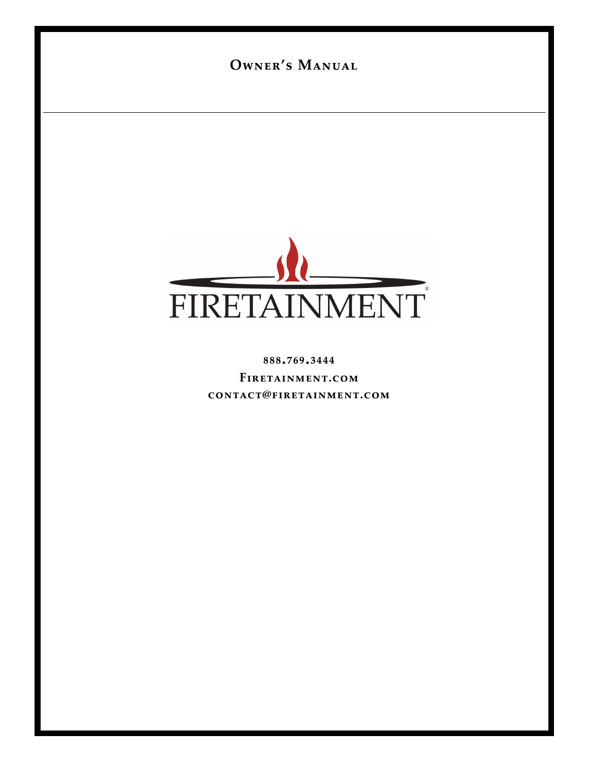# Owner's Manual

FIRETAINMENT®

**888.769.3444**

**Firetainment.com**

**contact@firetainment.com**